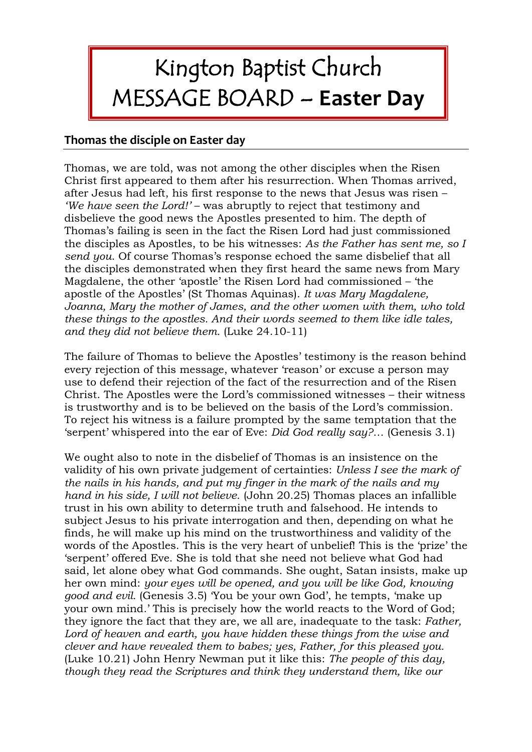# Kington Baptist Church
# MESSAGE BOARD – **Easter Day**

## Thomas the disciple on Easter day

Thomas, we are told, was not among the other disciples when the Risen Christ first appeared to them after his resurrection. When Thomas arrived, after Jesus had left, his first response to the news that Jesus was risen – *'We have seen the Lord!'* – was abruptly to reject that testimony and disbelieve the good news the Apostles presented to him. The depth of Thomas's failing is seen in the fact the Risen Lord had just commissioned the disciples as Apostles, to be his witnesses: *As the Father has sent me, so I send you*. Of course Thomas's response echoed the same disbelief that all the disciples demonstrated when they first heard the same news from Mary Magdalene, the other 'apostle' the Risen Lord had commissioned – 'the apostle of the Apostles' (St Thomas Aquinas). *It was Mary Magdalene, Joanna, Mary the mother of James, and the other women with them, who told these things to the apostles. And their words seemed to them like idle tales, and they did not believe them.* (Luke 24.10-11)

The failure of Thomas to believe the Apostles' testimony is the reason behind every rejection of this message, whatever 'reason' or excuse a person may use to defend their rejection of the fact of the resurrection and of the Risen Christ. The Apostles were the Lord's commissioned witnesses – their witness is trustworthy and is to be believed on the basis of the Lord's commission. To reject his witness is a failure prompted by the same temptation that the 'serpent' whispered into the ear of Eve: *Did God really say?...* (Genesis 3.1)

We ought also to note in the disbelief of Thomas is an insistence on the validity of his own private judgement of certainties: *Unless I see the mark of the nails in his hands, and put my finger in the mark of the nails and my hand in his side, I will not believe.* (John 20.25) Thomas places an infallible trust in his own ability to determine truth and falsehood. He intends to subject Jesus to his private interrogation and then, depending on what he finds, he will make up his mind on the trustworthiness and validity of the words of the Apostles. This is the very heart of unbelief! This is the 'prize' the 'serpent' offered Eve. She is told that she need not believe what God had said, let alone obey what God commands. She ought, Satan insists, make up her own mind: *your eyes will be opened, and you will be like God, knowing good and evil.* (Genesis 3.5) 'You be your own God', he tempts, 'make up your own mind.' This is precisely how the world reacts to the Word of God; they ignore the fact that they are, we all are, inadequate to the task: *Father, Lord of heaven and earth, you have hidden these things from the wise and clever and have revealed them to babes; yes, Father, for this pleased you.* (Luke 10.21) John Henry Newman put it like this: *The people of this day, though they read the Scriptures and think they understand them, like our*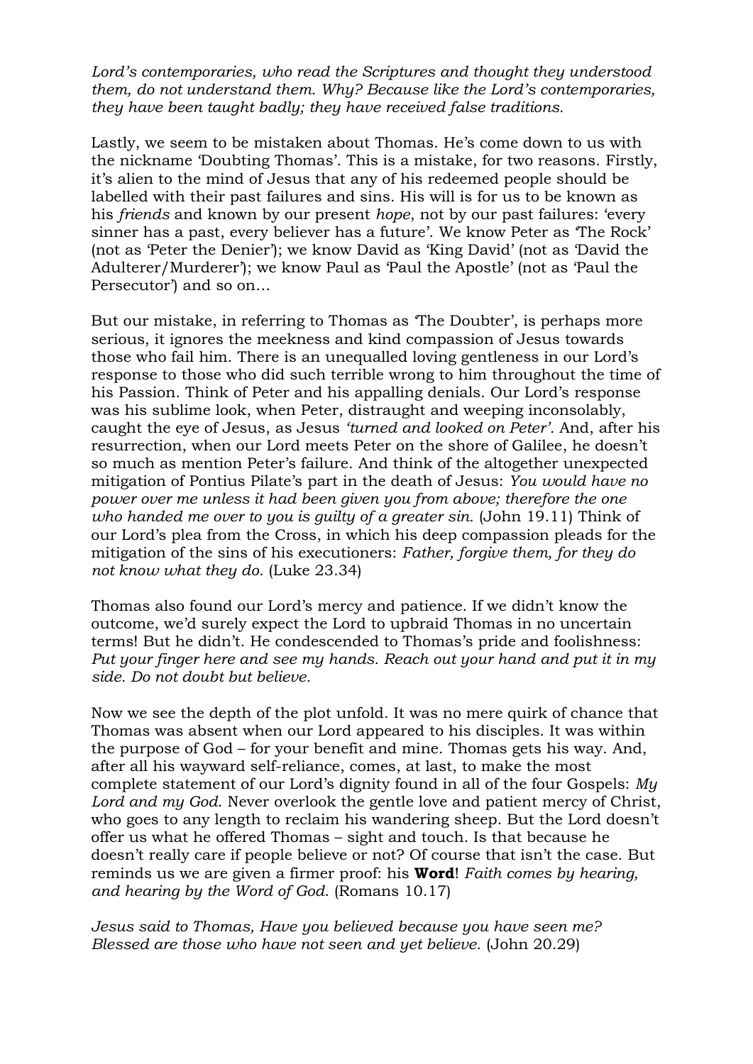*Lord's contemporaries, who read the Scriptures and thought they understood them, do not understand them. Why? Because like the Lord's contemporaries, they have been taught badly; they have received false traditions.*

Lastly, we seem to be mistaken about Thomas. He's come down to us with the nickname 'Doubting Thomas'. This is a mistake, for two reasons. Firstly, it's alien to the mind of Jesus that any of his redeemed people should be labelled with their past failures and sins. His will is for us to be known as his *friends* and known by our present *hope*, not by our past failures: 'every sinner has a past, every believer has a future'. We know Peter as 'The Rock' (not as 'Peter the Denier'); we know David as 'King David' (not as 'David the Adulterer/Murderer'); we know Paul as 'Paul the Apostle' (not as 'Paul the Persecutor') and so on…

But our mistake, in referring to Thomas as 'The Doubter', is perhaps more serious, it ignores the meekness and kind compassion of Jesus towards those who fail him. There is an unequalled loving gentleness in our Lord's response to those who did such terrible wrong to him throughout the time of his Passion. Think of Peter and his appalling denials. Our Lord's response was his sublime look, when Peter, distraught and weeping inconsolably, caught the eye of Jesus, as Jesus *'turned and looked on Peter'*. And, after his resurrection, when our Lord meets Peter on the shore of Galilee, he doesn't so much as mention Peter's failure. And think of the altogether unexpected mitigation of Pontius Pilate's part in the death of Jesus: *You would have no power over me unless it had been given you from above; therefore the one who handed me over to you is guilty of a greater sin.* (John 19.11) Think of our Lord's plea from the Cross, in which his deep compassion pleads for the mitigation of the sins of his executioners: *Father, forgive them, for they do not know what they do.* (Luke 23.34)

Thomas also found our Lord's mercy and patience. If we didn't know the outcome, we'd surely expect the Lord to upbraid Thomas in no uncertain terms! But he didn't. He condescended to Thomas's pride and foolishness: *Put your finger here and see my hands. Reach out your hand and put it in my side. Do not doubt but believe.*

Now we see the depth of the plot unfold. It was no mere quirk of chance that Thomas was absent when our Lord appeared to his disciples. It was within the purpose of God – for your benefit and mine. Thomas gets his way. And, after all his wayward self-reliance, comes, at last, to make the most complete statement of our Lord's dignity found in all of the four Gospels: *My Lord and my God.* Never overlook the gentle love and patient mercy of Christ, who goes to any length to reclaim his wandering sheep. But the Lord doesn't offer us what he offered Thomas – sight and touch. Is that because he doesn't really care if people believe or not? Of course that isn't the case. But reminds us we are given a firmer proof: his **Word**! *Faith comes by hearing, and hearing by the Word of God.* (Romans 10.17)

*Jesus said to Thomas, Have you believed because you have seen me? Blessed are those who have not seen and yet believe.* (John 20.29)